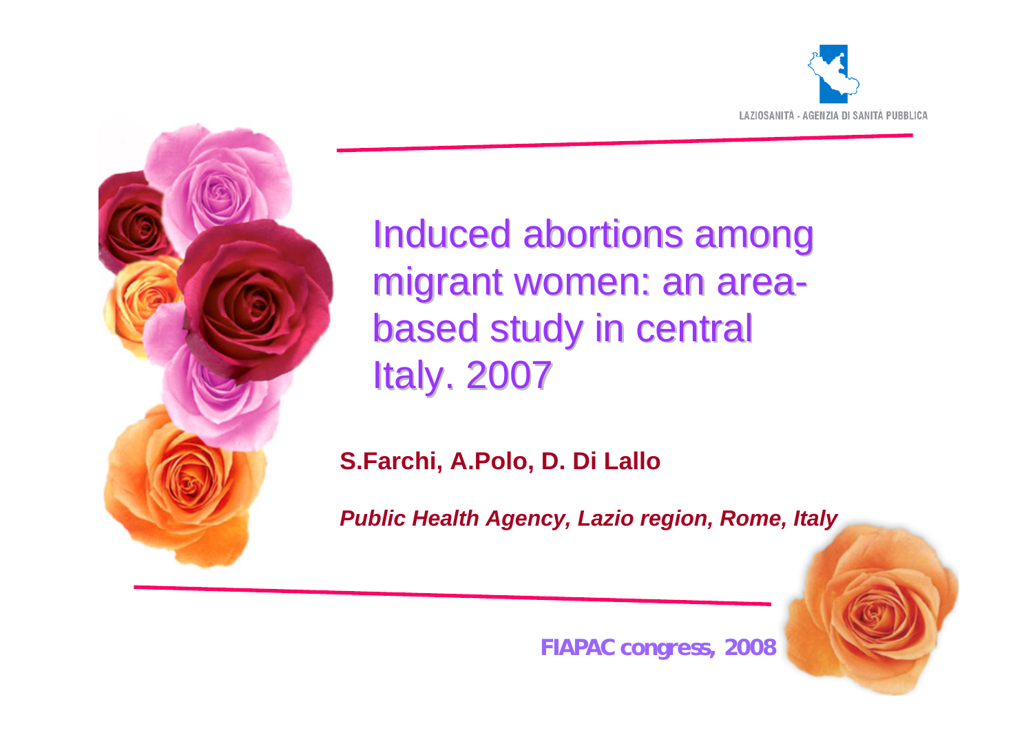LAZIOSANITÀ - AGENZIA DI SANITÀ PUBBLICA

# Induced abortions among migrant women: an area-based study in central Italy. 2007

**S.Farchi, A.Polo, D. Di Lallo**

***Public Health Agency, Lazio region, Rome, Italy***

**FIAPAC congress, 2008**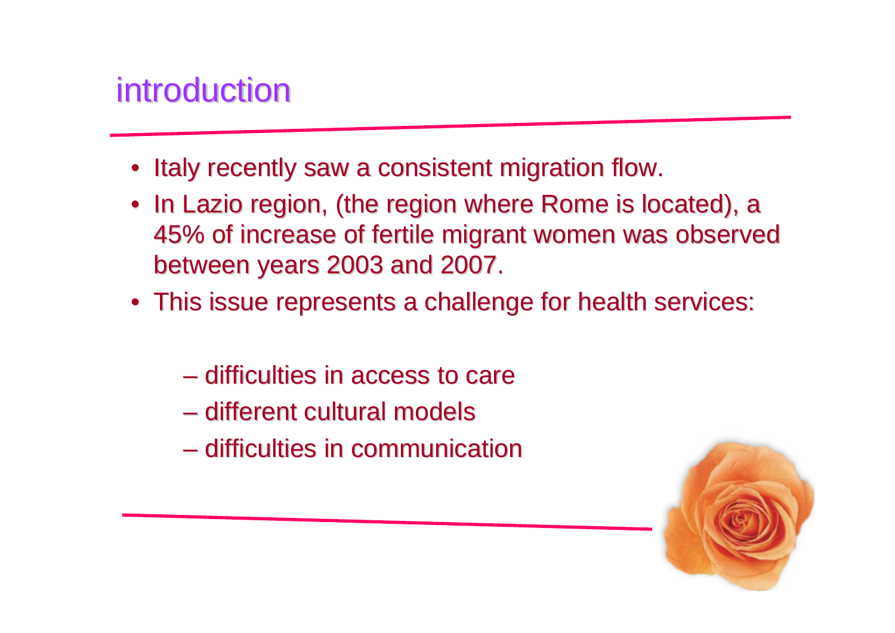# introduction

- Italy recently saw a consistent migration flow.
- In Lazio region, (the region where Rome is located), a 45% of increase of fertile migrant women was observed between years 2003 and 2007.
- This issue represents a challenge for health services:
  - difficulties in access to care
  - different cultural models
  - difficulties in communication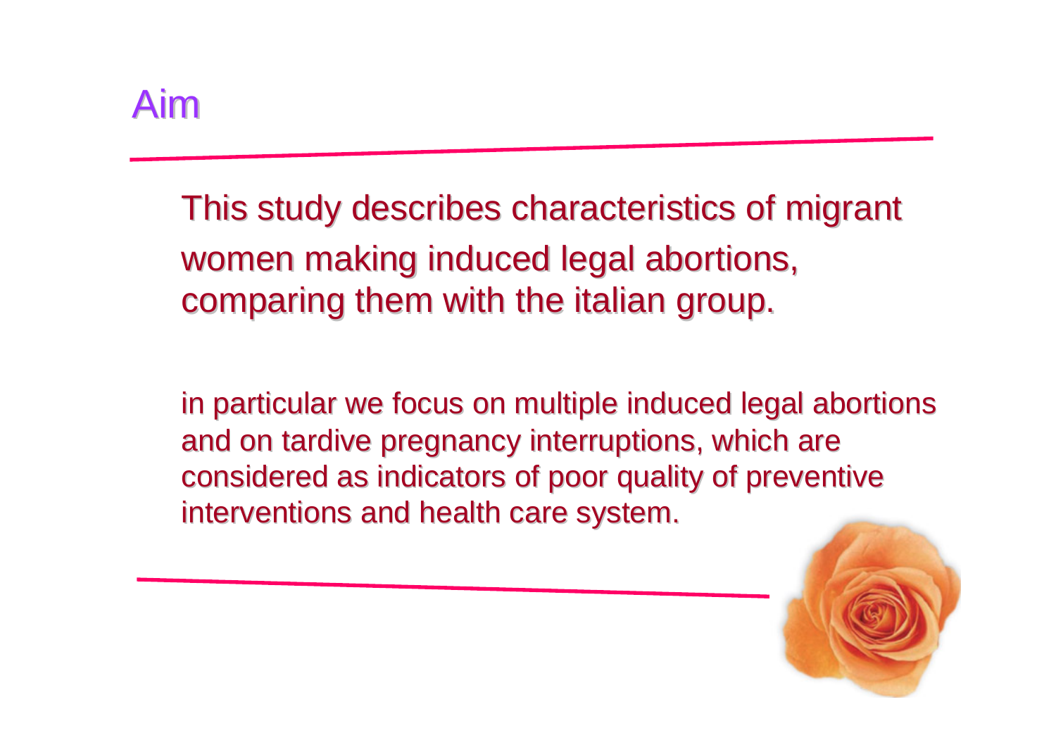# Aim

This study describes characteristics of migrant women making induced legal abortions, comparing them with the italian group.

in particular we focus on multiple induced legal abortions and on tardive pregnancy interruptions, which are considered as indicators of poor quality of preventive interventions and health care system.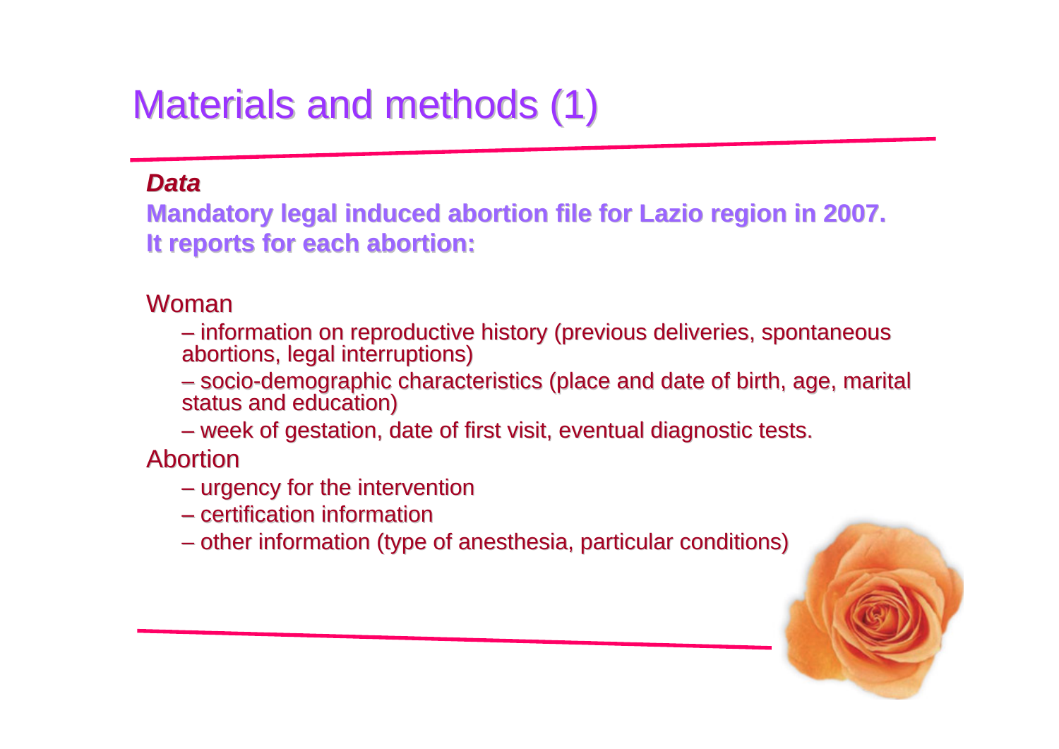# Materials and methods (1)

***Data***

**Mandatory legal induced abortion file for Lazio region in 2007.**
**It reports for each abortion:**

Woman

- information on reproductive history (previous deliveries, spontaneous abortions, legal interruptions)
- socio-demographic characteristics (place and date of birth, age, marital status and education)
- week of gestation, date of first visit, eventual diagnostic tests.

Abortion

- urgency for the intervention
- certification information
- other information (type of anesthesia, particular conditions)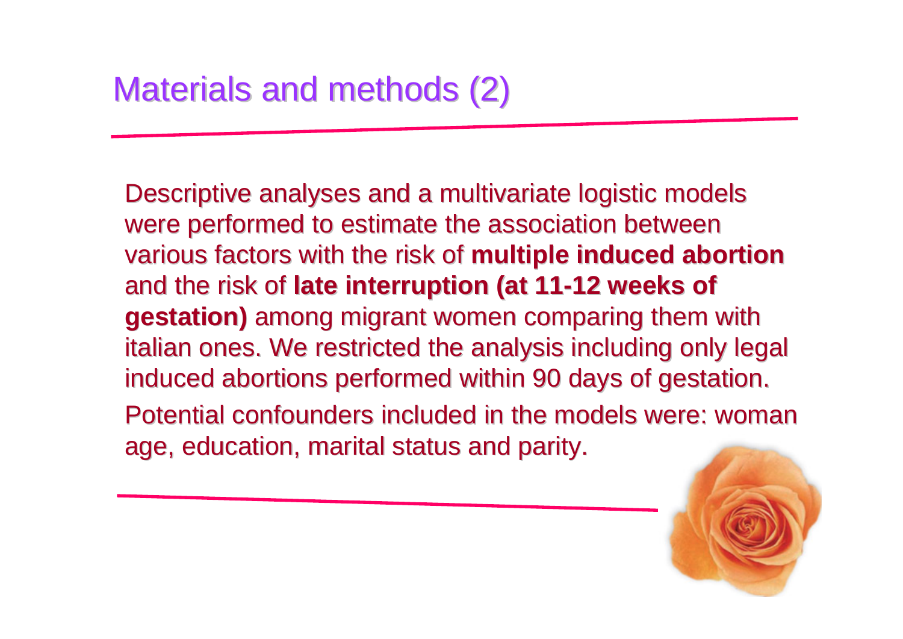# Materials and methods (2)

Descriptive analyses and a multivariate logistic models were performed to estimate the association between various factors with the risk of **multiple induced abortion** and the risk of **late interruption (at 11-12 weeks of gestation)** among migrant women comparing them with italian ones. We restricted the analysis including only legal induced abortions performed within 90 days of gestation.

Potential confounders included in the models were: woman age, education, marital status and parity.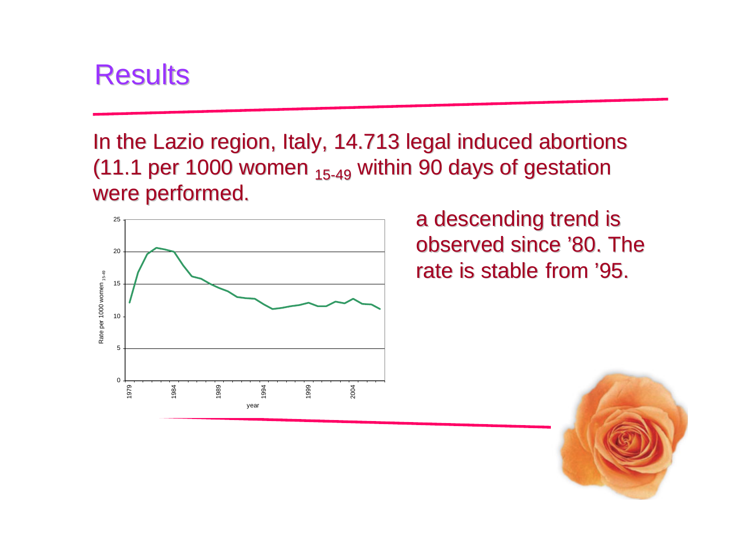# Results

In the Lazio region, Italy, 14.713 legal induced abortions (11.1 per 1000 women $_{15\text{-}49}$ within 90 days of gestation were performed.

a descending trend is observed since '80. The rate is stable from '95.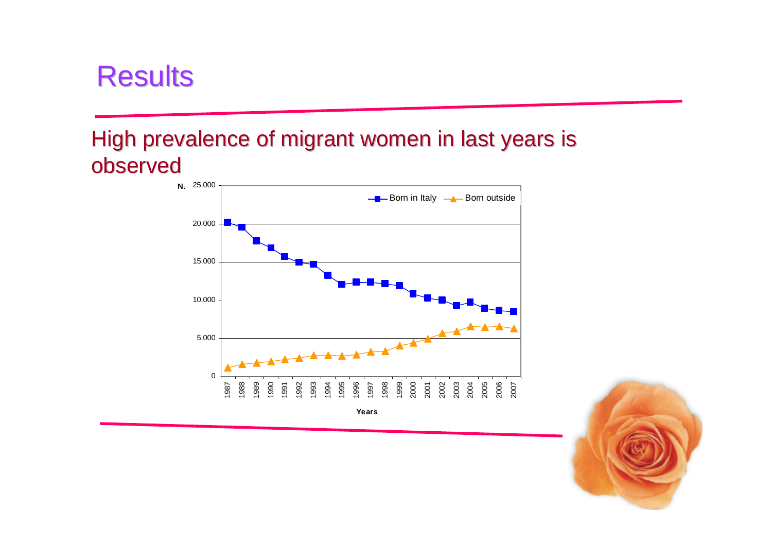# Results

## High prevalence of migrant women in last years is observed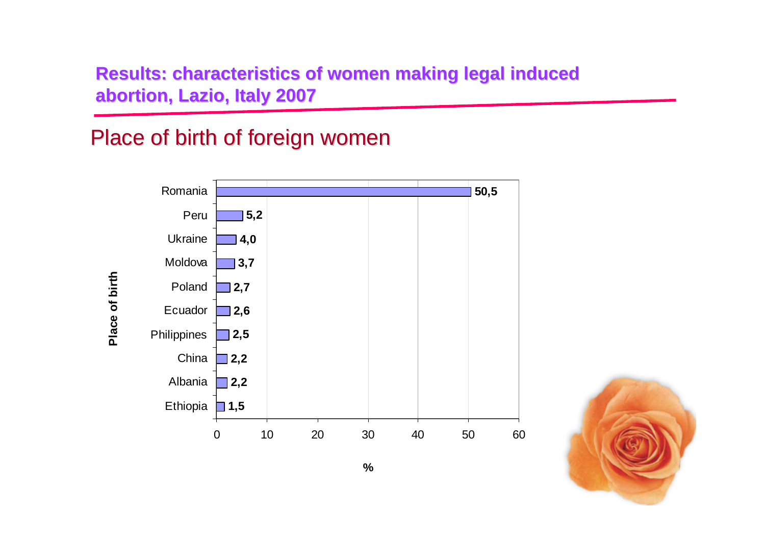## Results: characteristics of women making legal induced abortion, Lazio, Italy 2007

### Place of birth of foreign women

| Place of birth | % |
|---|---|
| Romania | 50,5 |
| Peru | 5,2 |
| Ukraine | 4,0 |
| Moldova | 3,7 |
| Poland | 2,7 |
| Ecuador | 2,6 |
| Philippines | 2,5 |
| China | 2,2 |
| Albania | 2,2 |
| Ethiopia | 1,5 |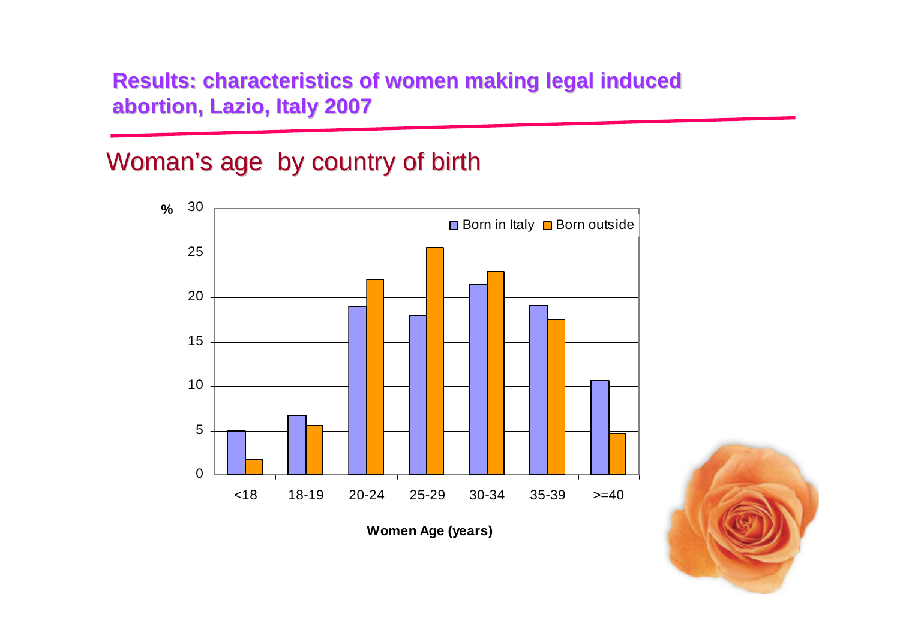## Results: characteristics of women making legal induced abortion, Lazio, Italy 2007

### Woman's age by country of birth

| Women Age (years) | Born in Italy (%) | Born outside (%) |
|---|---|---|
| <18 | 5.0 | 1.8 |
| 18-19 | 6.8 | 5.6 |
| 20-24 | 19.0 | 22.1 |
| 25-29 | 18.0 | 25.7 |
| 30-34 | 21.5 | 23.0 |
| 35-39 | 19.2 | 17.6 |
| >=40 | 10.7 | 4.7 |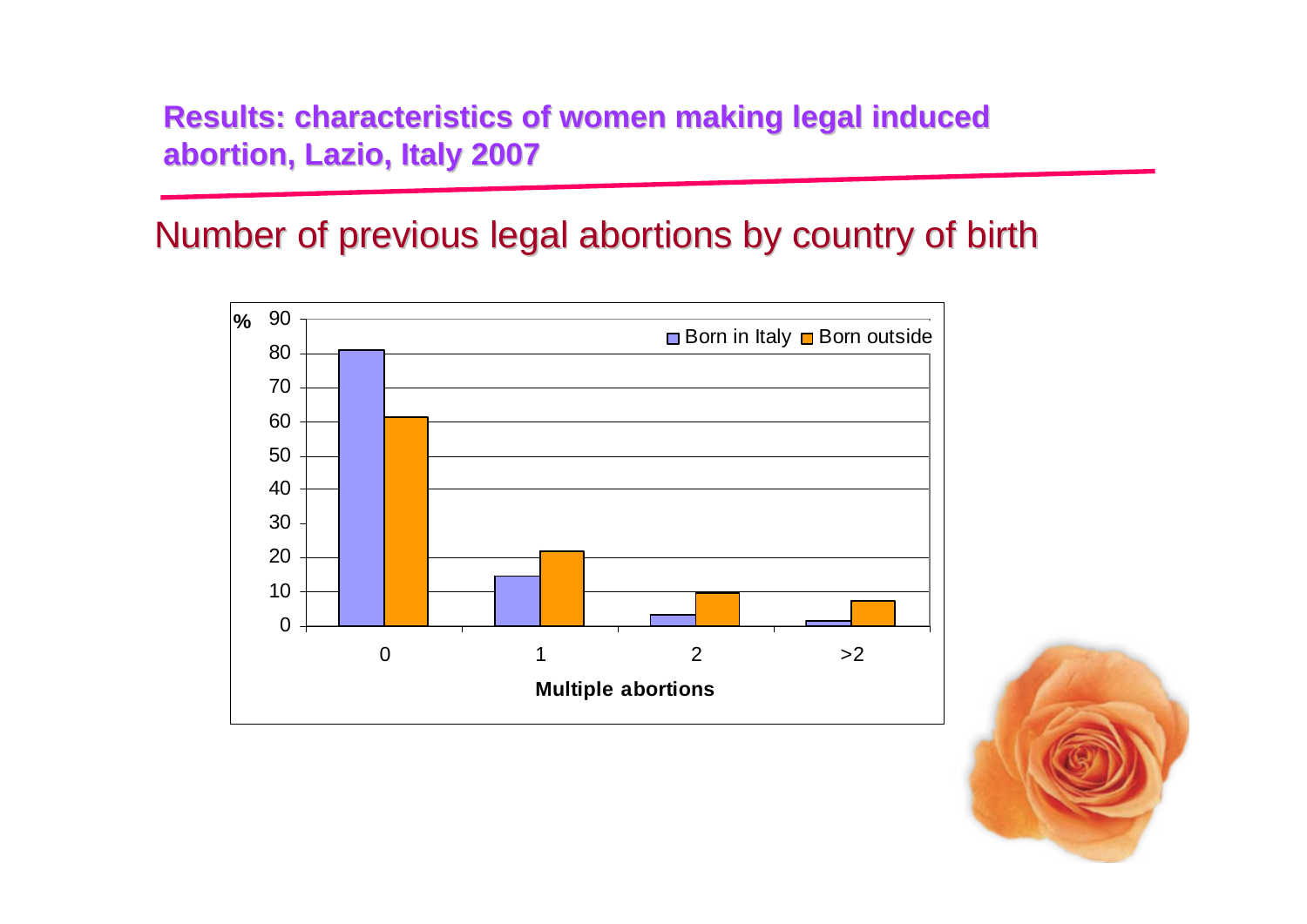## Results: characteristics of women making legal induced abortion, Lazio, Italy 2007

### Number of previous legal abortions by country of birth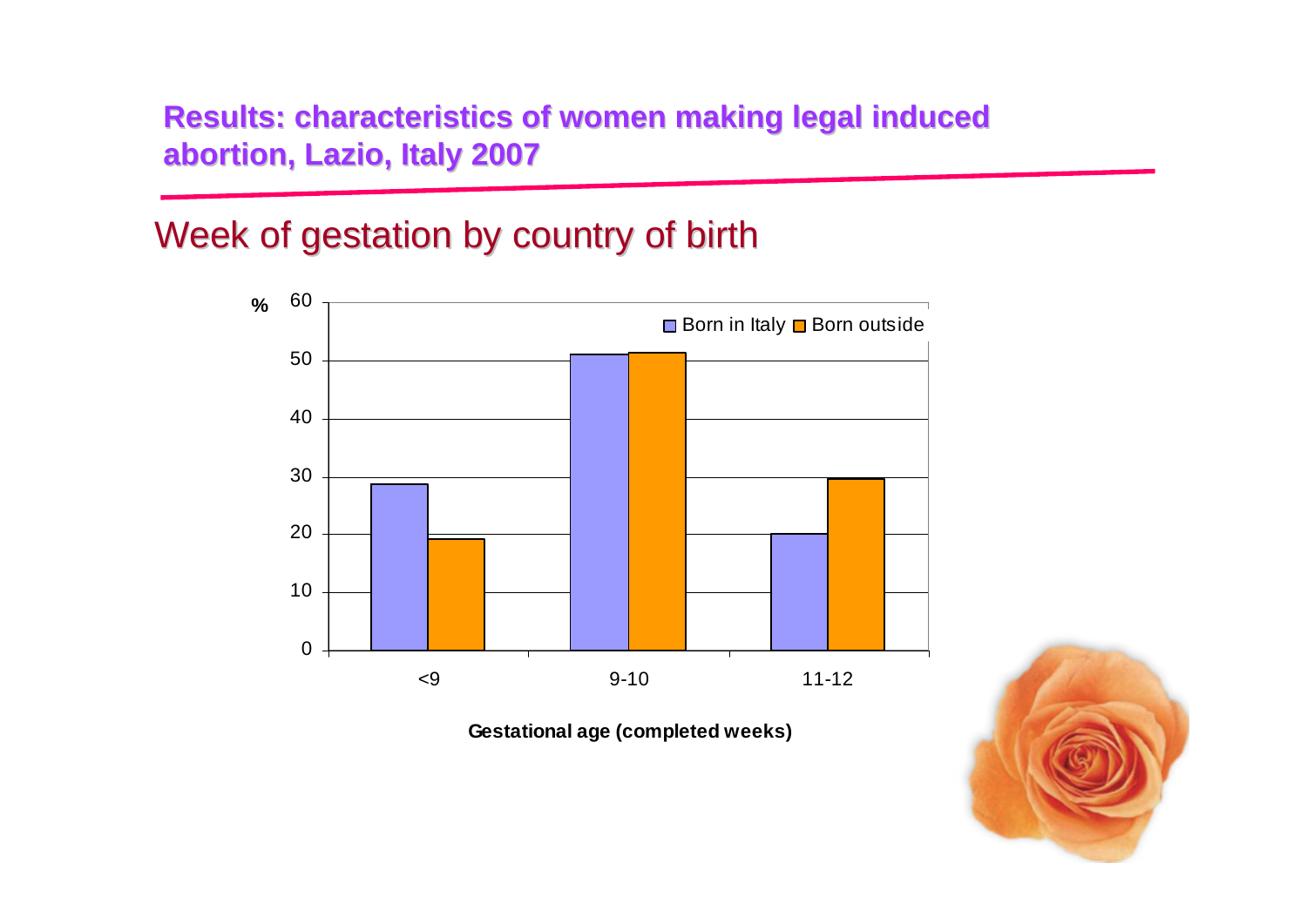# Results: characteristics of women making legal induced abortion, Lazio, Italy 2007

## Week of gestation by country of birth

%

Born in Italy   Born outside

Gestational age (completed weeks)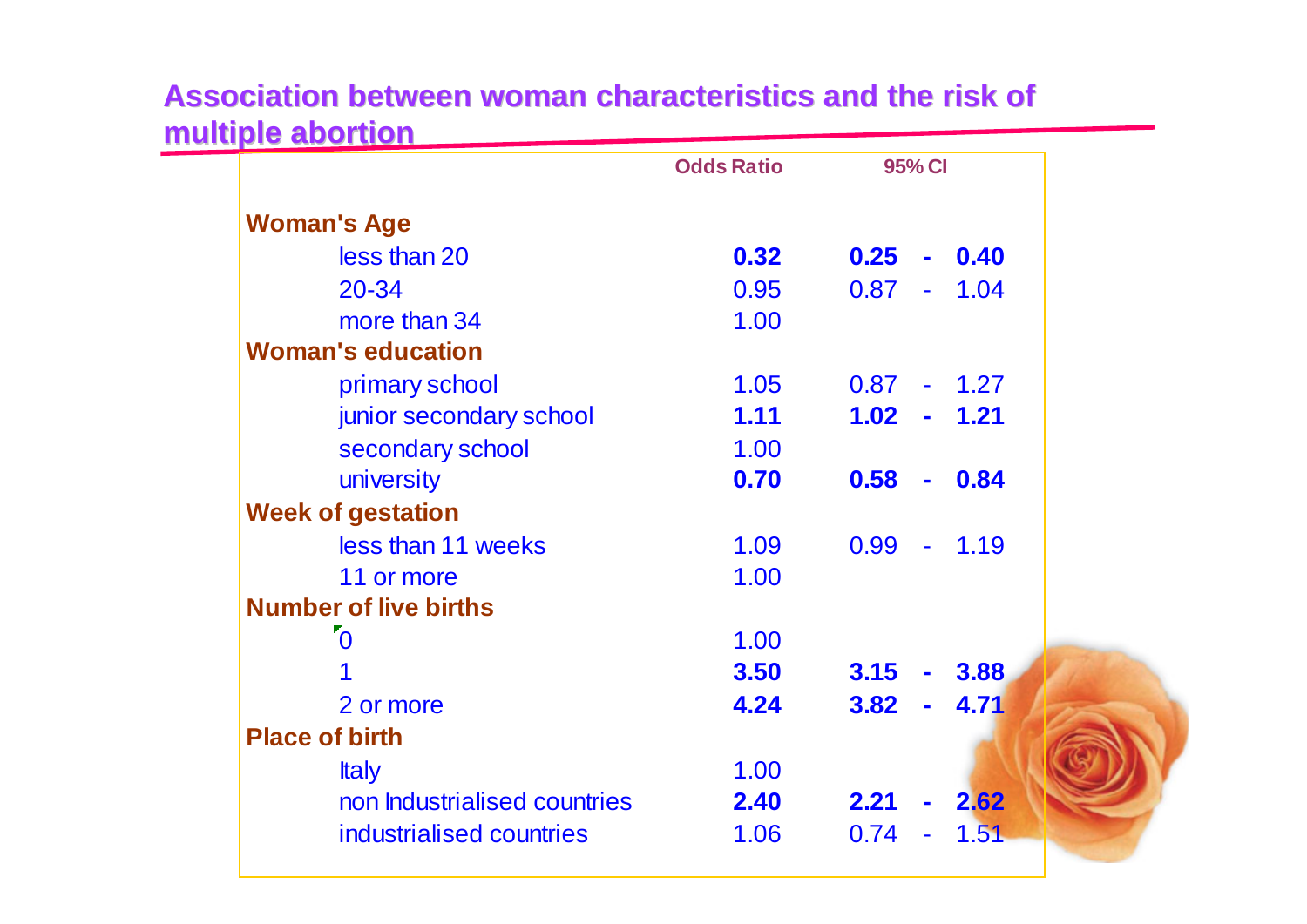## Association between woman characteristics and the risk of multiple abortion

| | Odds Ratio | 95% CI |
|---|---|---|
| **Woman's Age** | | |
| less than 20 | **0.32** | **0.25 - 0.40** |
| 20-34 | 0.95 | 0.87 - 1.04 |
| more than 34 | 1.00 | |
| **Woman's education** | | |
| primary school | 1.05 | 0.87 - 1.27 |
| junior secondary school | **1.11** | **1.02 - 1.21** |
| secondary school | 1.00 | |
| university | **0.70** | **0.58 - 0.84** |
| **Week of gestation** | | |
| less than 11 weeks | 1.09 | 0.99 - 1.19 |
| 11 or more | 1.00 | |
| **Number of live births** | | |
| 0 | 1.00 | |
| 1 | **3.50** | **3.15 - 3.88** |
| 2 or more | **4.24** | **3.82 - 4.71** |
| **Place of birth** | | |
| Italy | 1.00 | |
| non Industrialised countries | **2.40** | **2.21 - 2.62** |
| industrialised countries | 1.06 | 0.74 - 1.51 |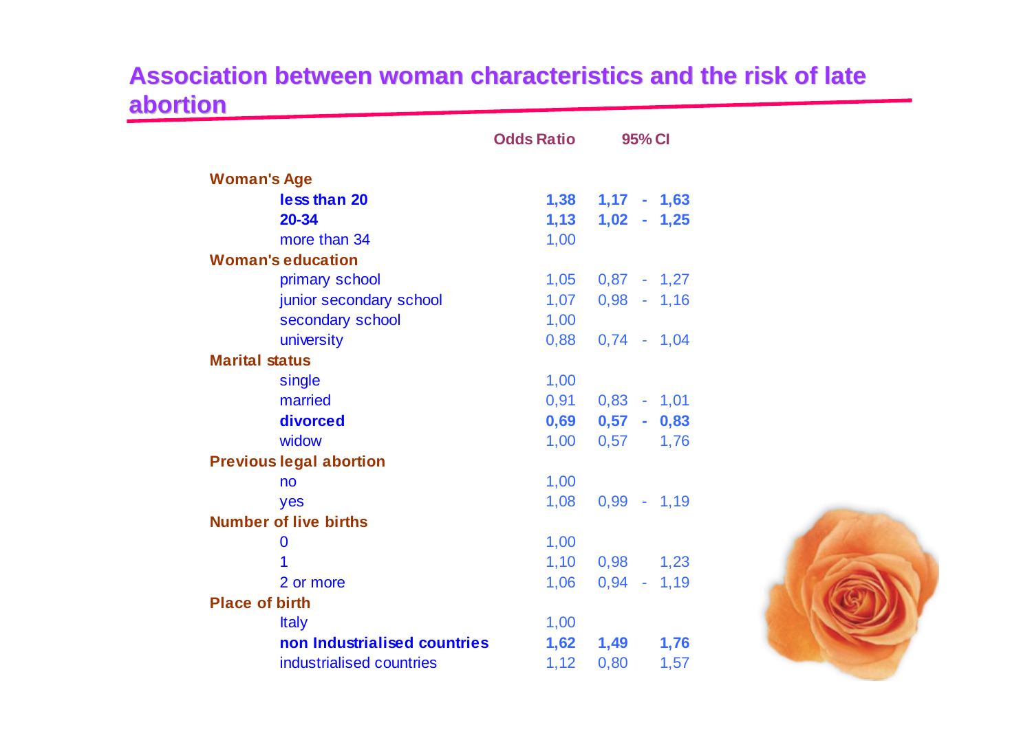# Association between woman characteristics and the risk of late abortion

| | Odds Ratio | 95% CI |
|---|---|---|
| **Woman's Age** | | |
| **less than 20** | **1,38** | **1,17 - 1,63** |
| **20-34** | **1,13** | **1,02 - 1,25** |
| more than 34 | 1,00 | |
| **Woman's education** | | |
| primary school | 1,05 | 0,87 - 1,27 |
| junior secondary school | 1,07 | 0,98 - 1,16 |
| secondary school | 1,00 | |
| university | 0,88 | 0,74 - 1,04 |
| **Marital status** | | |
| single | 1,00 | |
| married | 0,91 | 0,83 - 1,01 |
| **divorced** | **0,69** | **0,57 - 0,83** |
| widow | 1,00 | 0,57 1,76 |
| **Previous legal abortion** | | |
| no | 1,00 | |
| yes | 1,08 | 0,99 - 1,19 |
| **Number of live births** | | |
| 0 | 1,00 | |
| 1 | 1,10 | 0,98 1,23 |
| 2 or more | 1,06 | 0,94 - 1,19 |
| **Place of birth** | | |
| Italy | 1,00 | |
| **non Industrialised countries** | **1,62** | **1,49 1,76** |
| industrialised countries | 1,12 | 0,80 1,57 |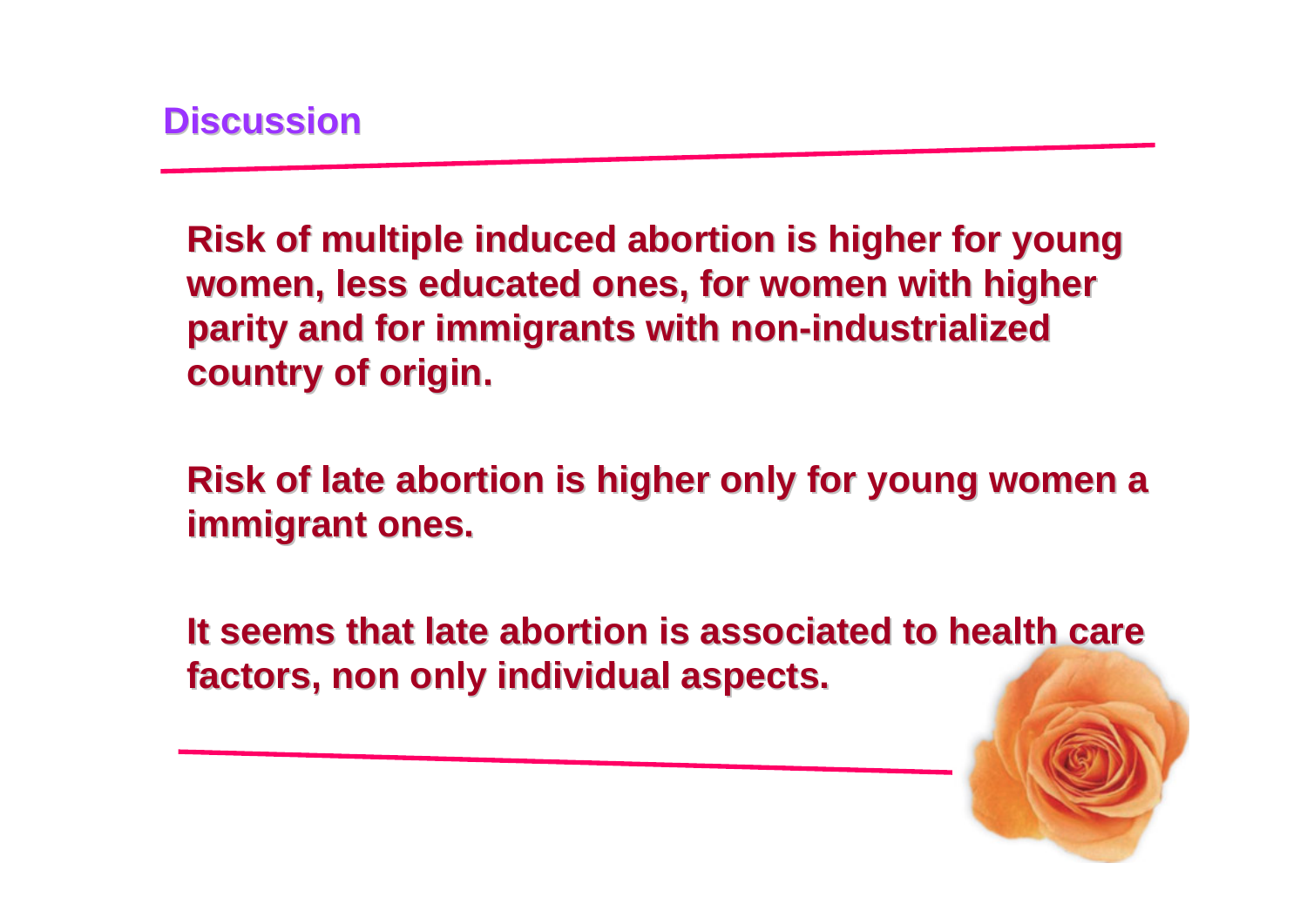## Discussion

**Risk of multiple induced abortion is higher for young women, less educated ones, for women with higher parity and for immigrants with non-industrialized country of origin.**

**Risk of late abortion is higher only for young women a immigrant ones.**

**It seems that late abortion is associated to health care factors, non only individual aspects.**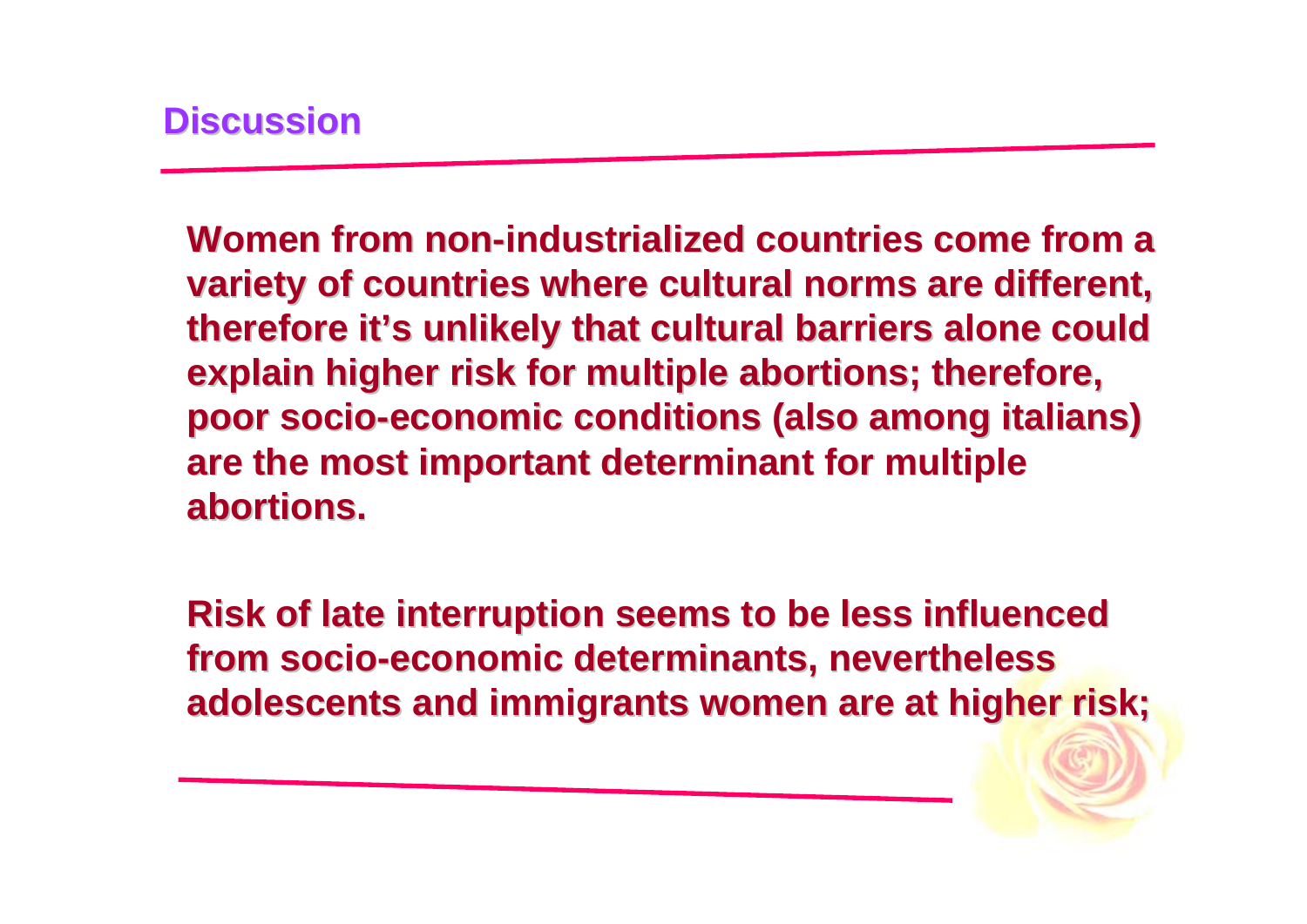## Discussion

**Women from non-industrialized countries come from a variety of countries where cultural norms are different, therefore it's unlikely that cultural barriers alone could explain higher risk for multiple abortions; therefore, poor socio-economic conditions (also among italians) are the most important determinant for multiple abortions.**

**Risk of late interruption seems to be less influenced from socio-economic determinants, nevertheless adolescents and immigrants women are at higher risk;**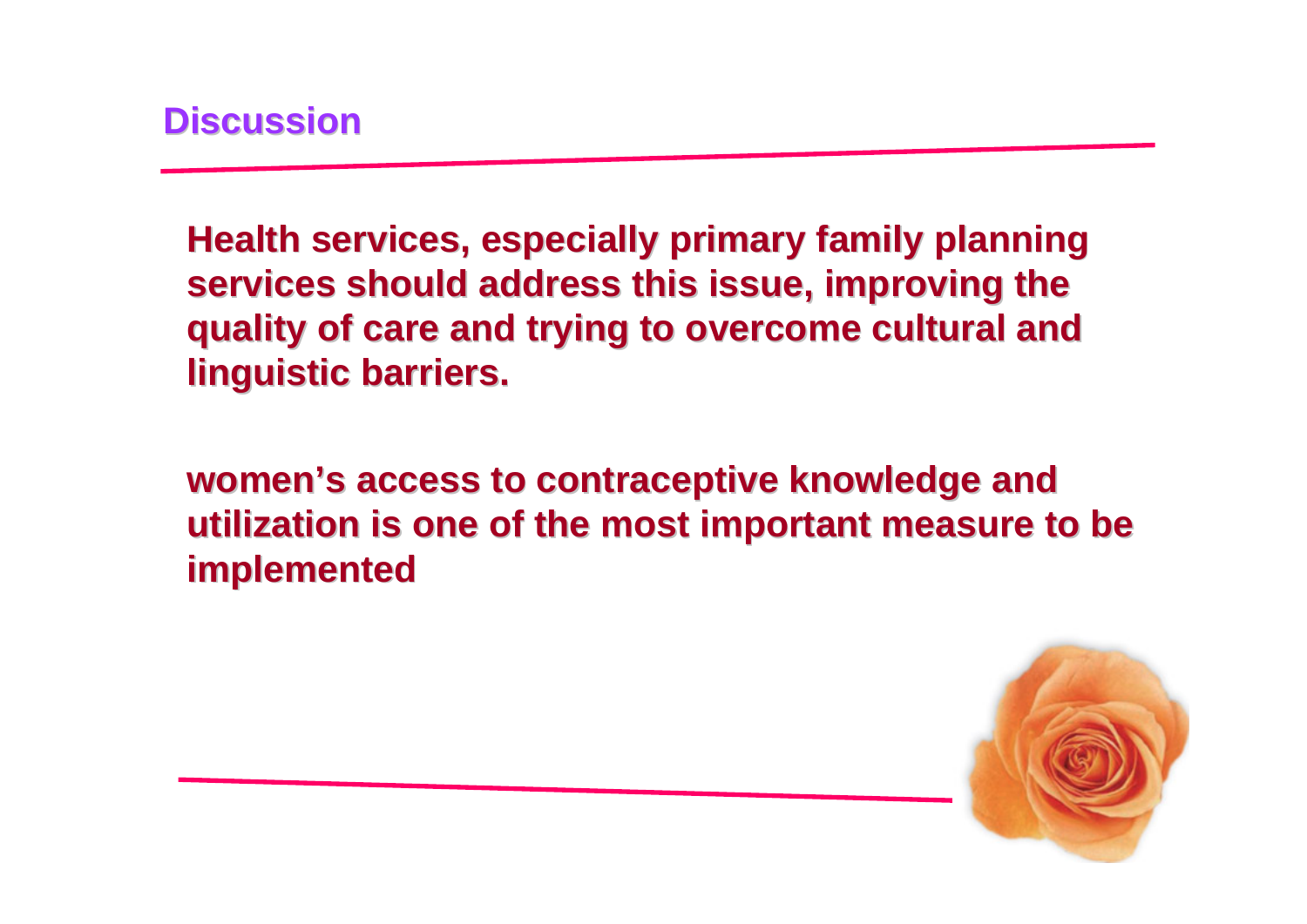## Discussion

**Health services, especially primary family planning services should address this issue, improving the quality of care and trying to overcome cultural and linguistic barriers.**

**women’s access to contraceptive knowledge and utilization is one of the most important measure to be implemented**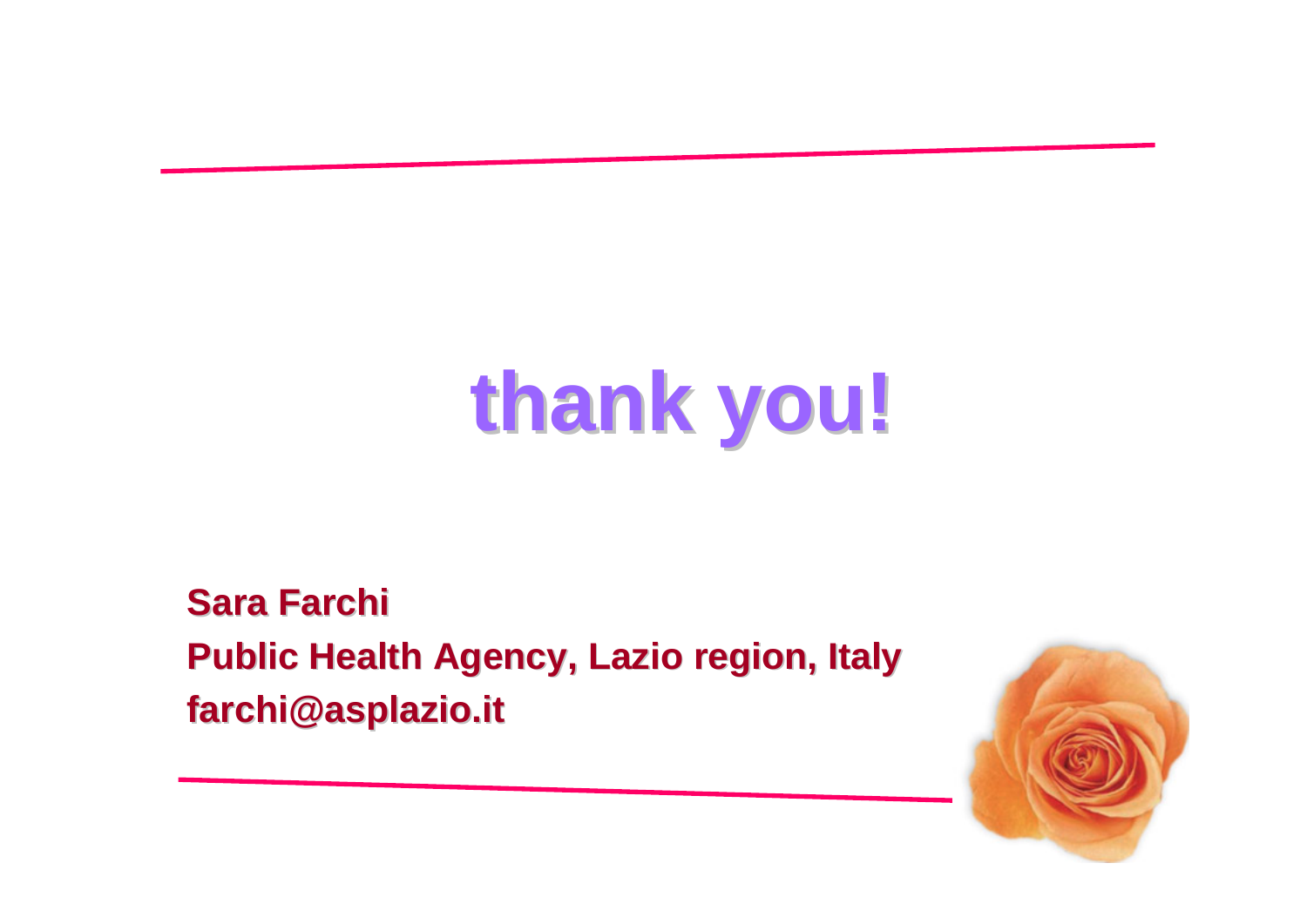# thank you!

**Sara Farchi**

**Public Health Agency, Lazio region, Italy**

**farchi@asplazio.it**